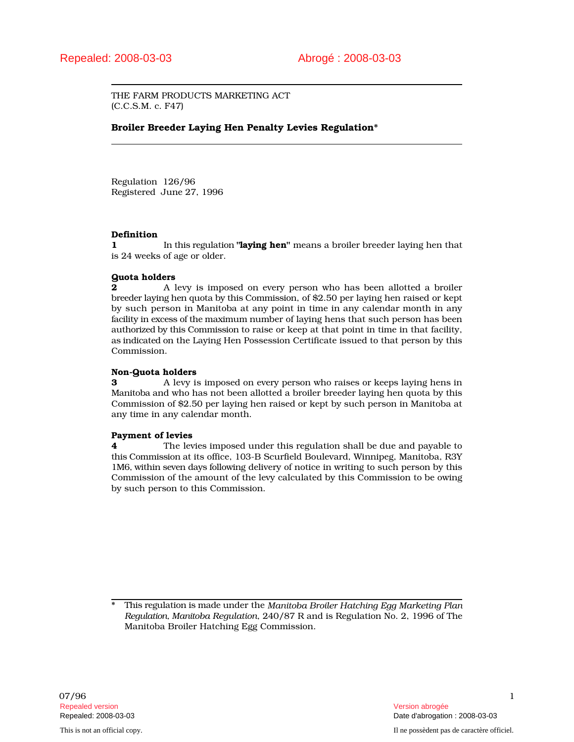Repealed: 2008-03-03 Abrogé : 2008-03-03

THE FARM PRODUCTS MARKETING ACT
(C.C.S.M. c. F47)

**Broiler Breeder Laying Hen Penalty Levies Regulation***

Regulation 126/96
Registered June 27, 1996

**Definition**

**1** In this regulation **"laying hen"** means a broiler breeder laying hen that is 24 weeks of age or older.

**Quota holders**

**2** A levy is imposed on every person who has been allotted a broiler breeder laying hen quota by this Commission, of $2.50 per laying hen raised or kept by such person in Manitoba at any point in time in any calendar month in any facility in excess of the maximum number of laying hens that such person has been authorized by this Commission to raise or keep at that point in time in that facility, as indicated on the Laying Hen Possession Certificate issued to that person by this Commission.

**Non-Quota holders**

**3** A levy is imposed on every person who raises or keeps laying hens in Manitoba and who has not been allotted a broiler breeder laying hen quota by this Commission of $2.50 per laying hen raised or kept by such person in Manitoba at any time in any calendar month.

**Payment of levies**

**4** The levies imposed under this regulation shall be due and payable to this Commission at its office, 103-B Scurfield Boulevard, Winnipeg, Manitoba, R3Y 1M6, within seven days following delivery of notice in writing to such person by this Commission of the amount of the levy calculated by this Commission to be owing by such person to this Commission.

---

\* This regulation is made under the *Manitoba Broiler Hatching Egg Marketing Plan Regulation*, *Manitoba Regulation*, 240/87 R and is Regulation No. 2, 1996 of The Manitoba Broiler Hatching Egg Commission.

07/96

Repealed version / Version abrogée
Repealed: 2008-03-03 / Date d'abrogation : 2008-03-03

This is not an official copy. / Il ne possèdent pas de caractère officiel.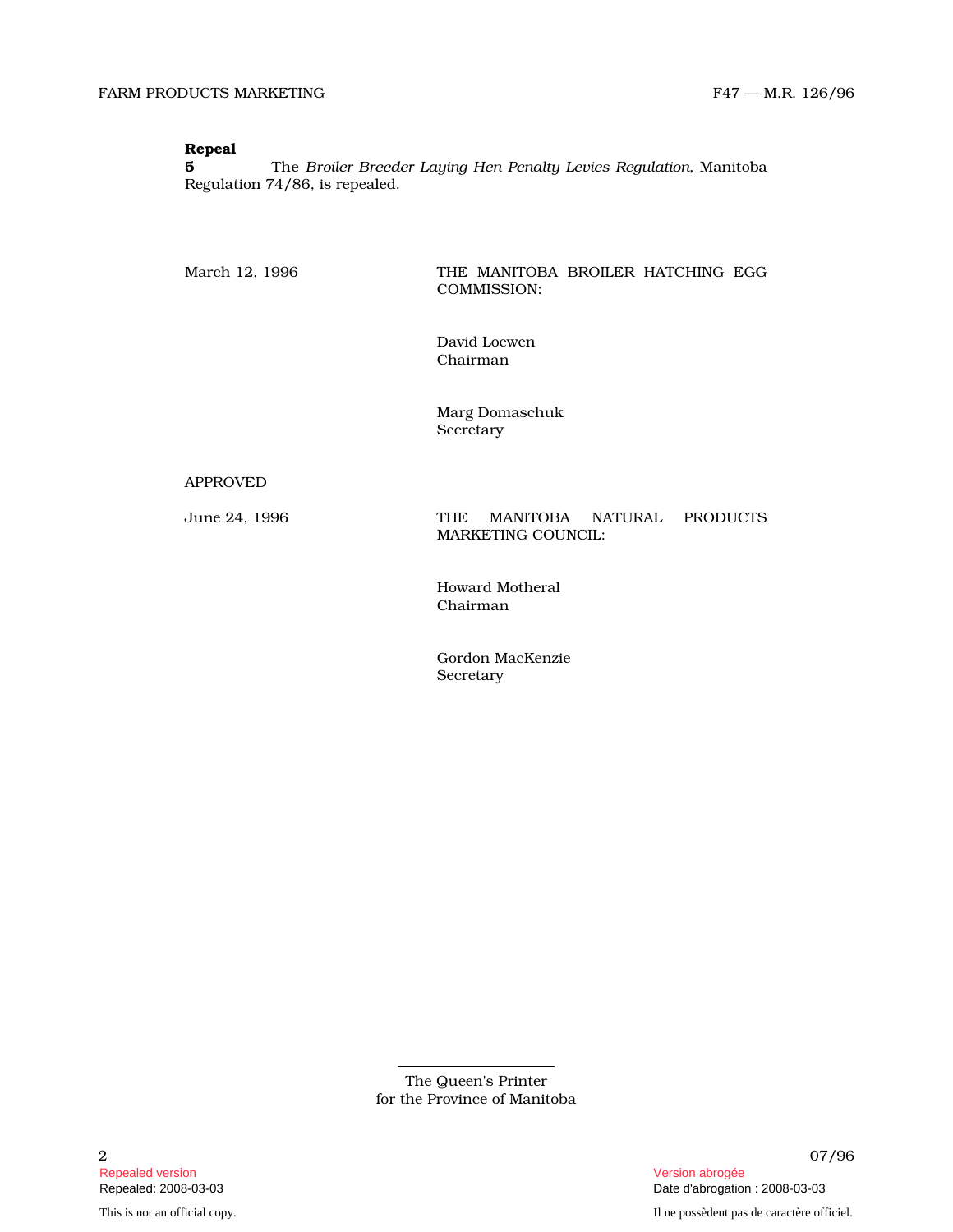**Repeal**

**5** The *Broiler Breeder Laying Hen Penalty Levies Regulation*, Manitoba Regulation 74/86, is repealed.

March 12, 1996

THE MANITOBA BROILER HATCHING EGG COMMISSION:

David Loewen
Chairman

Marg Domaschuk
Secretary

APPROVED

June 24, 1996

THE MANITOBA NATURAL PRODUCTS MARKETING COUNCIL:

Howard Motheral
Chairman

Gordon MacKenzie
Secretary

The Queen's Printer
for the Province of Manitoba

Repealed version
Repealed: 2008-03-03

Version abrogée
Date d'abrogation : 2008-03-03

This is not an official copy.

Il ne possèdent pas de caractère officiel.